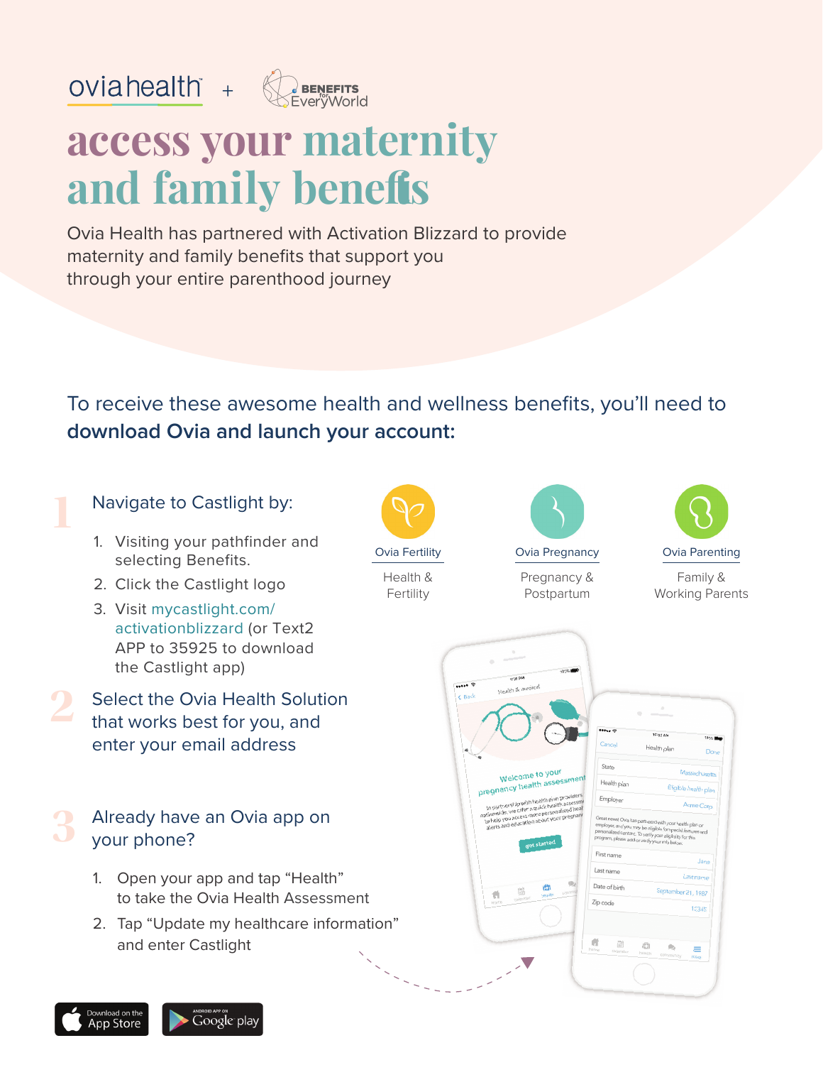oviahealth + BENEFITS for EveryWorld

# access your maternity and family benefits

Ovia Health has partnered with Activation Blizzard to provide maternity and family benefits that support you through your entire parenthood journey

To receive these awesome health and wellness benefits, you'll need to **download Ovia and launch your account:**

## 1 Navigate to Castlight by:

1. Visiting your pathfinder and selecting Benefits.
2. Click the Castlight logo
3. Visit mycastlight.com/activationblizzard (or Text2 APP to 35925 to download the Castlight app)

## 2 Select the Ovia Health Solution that works best for you, and enter your email address

| Ovia Fertility | Ovia Pregnancy | Ovia Parenting |
| --- | --- | --- |
| Health & Fertility | Pregnancy & Postpartum | Family & Working Parents |

## 3 Already have an Ovia app on your phone?

1. Open your app and tap "Health" to take the Ovia Health Assessment
2. Tap "Update my healthcare information" and enter Castlight

Download on the App Store

Android App on Google play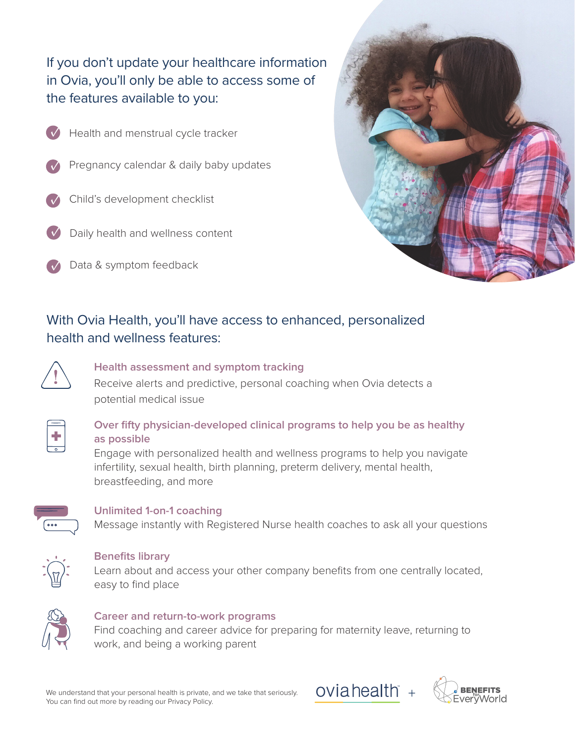## If you don't update your healthcare information in Ovia, you'll only be able to access some of the features available to you:

- Health and menstrual cycle tracker
- Pregnancy calendar & daily baby updates
- Child's development checklist
- Daily health and wellness content
- Data & symptom feedback

## With Ovia Health, you'll have access to enhanced, personalized health and wellness features:

### Health assessment and symptom tracking

Receive alerts and predictive, personal coaching when Ovia detects a potential medical issue

### Over fifty physician-developed clinical programs to help you be as healthy as possible

Engage with personalized health and wellness programs to help you navigate infertility, sexual health, birth planning, preterm delivery, mental health, breastfeeding, and more

### Unlimited 1-on-1 coaching

Message instantly with Registered Nurse health coaches to ask all your questions

### Benefits library

Learn about and access your other company benefits from one centrally located, easy to find place

### Career and return-to-work programs

Find coaching and career advice for preparing for maternity leave, returning to work, and being a working parent

We understand that your personal health is private, and we take that seriously. You can find out more by reading our Privacy Policy.

oviahealth + BENEFITS for EveryWorld